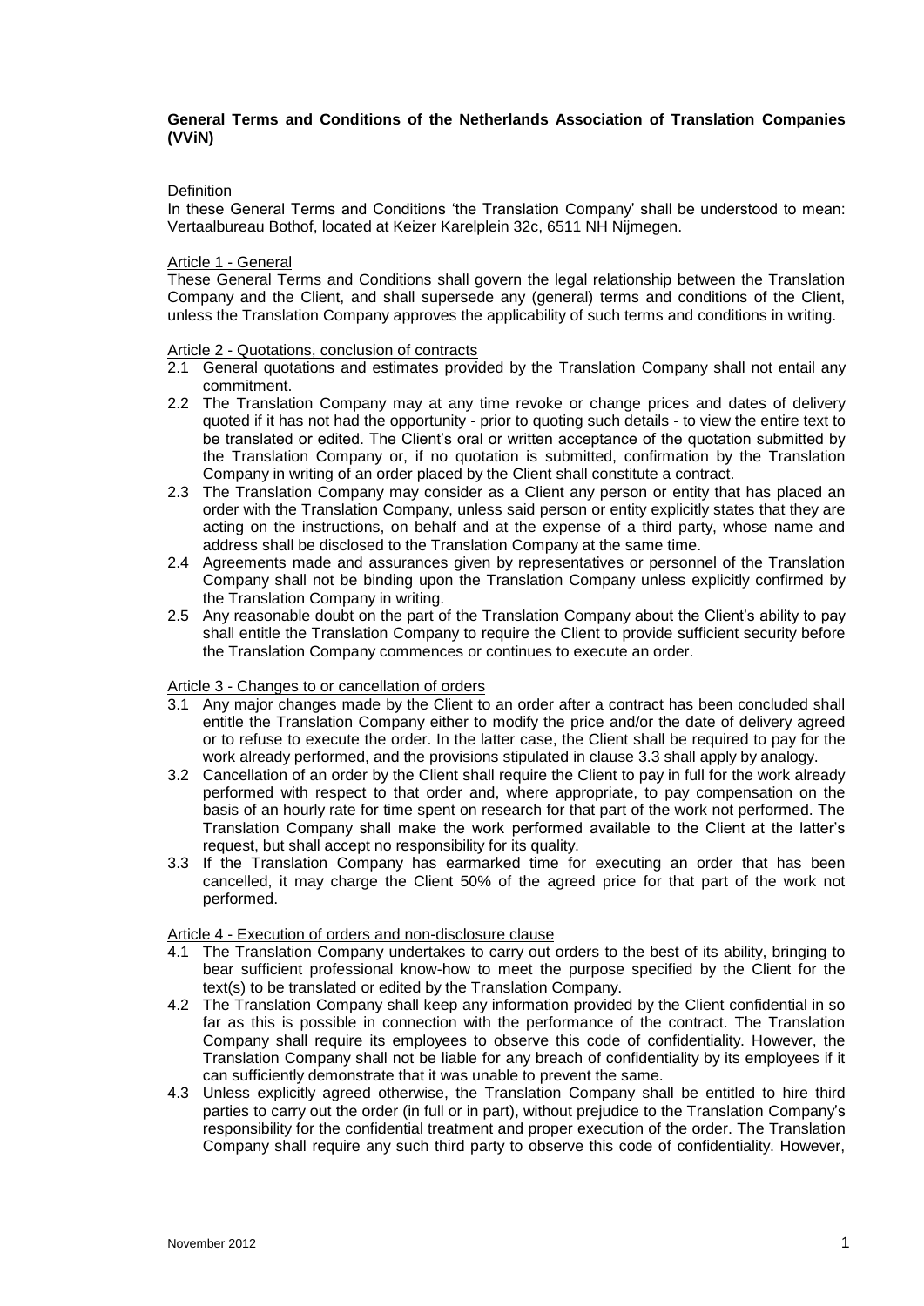# General Terms and Conditions of the Netherlands Association of Translation Companies (VViN)

Definition

In these General Terms and Conditions 'the Translation Company' shall be understood to mean: Vertaalbureau Bothof, located at Keizer Karelplein 32c, 6511 NH Nijmegen.

Article 1 - General

These General Terms and Conditions shall govern the legal relationship between the Translation Company and the Client, and shall supersede any (general) terms and conditions of the Client, unless the Translation Company approves the applicability of such terms and conditions in writing.

Article 2 - Quotations, conclusion of contracts

2.1 General quotations and estimates provided by the Translation Company shall not entail any commitment.

2.2 The Translation Company may at any time revoke or change prices and dates of delivery quoted if it has not had the opportunity - prior to quoting such details - to view the entire text to be translated or edited. The Client's oral or written acceptance of the quotation submitted by the Translation Company or, if no quotation is submitted, confirmation by the Translation Company in writing of an order placed by the Client shall constitute a contract.

2.3 The Translation Company may consider as a Client any person or entity that has placed an order with the Translation Company, unless said person or entity explicitly states that they are acting on the instructions, on behalf and at the expense of a third party, whose name and address shall be disclosed to the Translation Company at the same time.

2.4 Agreements made and assurances given by representatives or personnel of the Translation Company shall not be binding upon the Translation Company unless explicitly confirmed by the Translation Company in writing.

2.5 Any reasonable doubt on the part of the Translation Company about the Client's ability to pay shall entitle the Translation Company to require the Client to provide sufficient security before the Translation Company commences or continues to execute an order.

Article 3 - Changes to or cancellation of orders

3.1 Any major changes made by the Client to an order after a contract has been concluded shall entitle the Translation Company either to modify the price and/or the date of delivery agreed or to refuse to execute the order. In the latter case, the Client shall be required to pay for the work already performed, and the provisions stipulated in clause 3.3 shall apply by analogy.

3.2 Cancellation of an order by the Client shall require the Client to pay in full for the work already performed with respect to that order and, where appropriate, to pay compensation on the basis of an hourly rate for time spent on research for that part of the work not performed. The Translation Company shall make the work performed available to the Client at the latter's request, but shall accept no responsibility for its quality.

3.3 If the Translation Company has earmarked time for executing an order that has been cancelled, it may charge the Client 50% of the agreed price for that part of the work not performed.

Article 4 - Execution of orders and non-disclosure clause

4.1 The Translation Company undertakes to carry out orders to the best of its ability, bringing to bear sufficient professional know-how to meet the purpose specified by the Client for the text(s) to be translated or edited by the Translation Company.

4.2 The Translation Company shall keep any information provided by the Client confidential in so far as this is possible in connection with the performance of the contract. The Translation Company shall require its employees to observe this code of confidentiality. However, the Translation Company shall not be liable for any breach of confidentiality by its employees if it can sufficiently demonstrate that it was unable to prevent the same.

4.3 Unless explicitly agreed otherwise, the Translation Company shall be entitled to hire third parties to carry out the order (in full or in part), without prejudice to the Translation Company's responsibility for the confidential treatment and proper execution of the order. The Translation Company shall require any such third party to observe this code of confidentiality. However,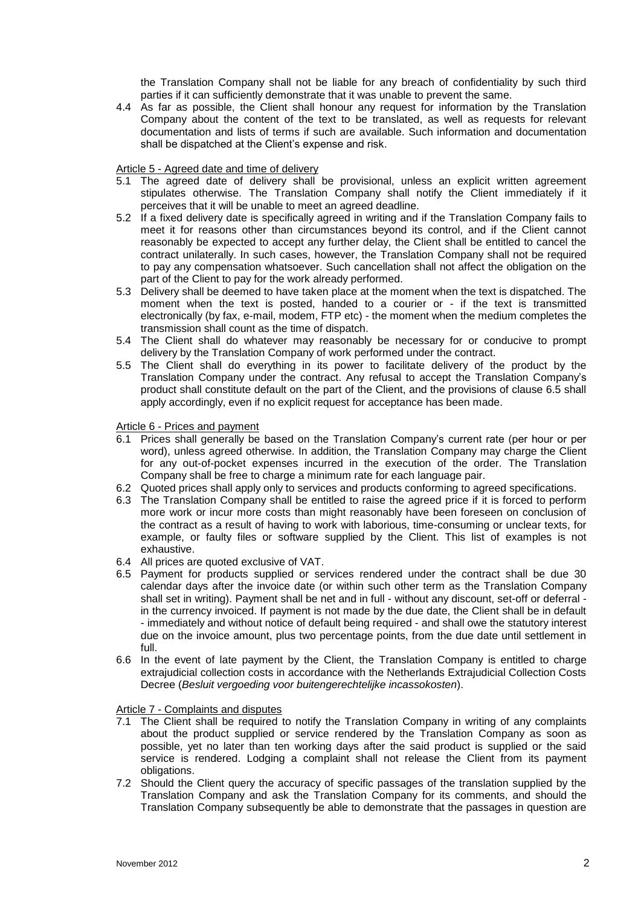the Translation Company shall not be liable for any breach of confidentiality by such third parties if it can sufficiently demonstrate that it was unable to prevent the same.

4.4 As far as possible, the Client shall honour any request for information by the Translation Company about the content of the text to be translated, as well as requests for relevant documentation and lists of terms if such are available. Such information and documentation shall be dispatched at the Client's expense and risk.

Article 5 - Agreed date and time of delivery

5.1 The agreed date of delivery shall be provisional, unless an explicit written agreement stipulates otherwise. The Translation Company shall notify the Client immediately if it perceives that it will be unable to meet an agreed deadline.

5.2 If a fixed delivery date is specifically agreed in writing and if the Translation Company fails to meet it for reasons other than circumstances beyond its control, and if the Client cannot reasonably be expected to accept any further delay, the Client shall be entitled to cancel the contract unilaterally. In such cases, however, the Translation Company shall not be required to pay any compensation whatsoever. Such cancellation shall not affect the obligation on the part of the Client to pay for the work already performed.

5.3 Delivery shall be deemed to have taken place at the moment when the text is dispatched. The moment when the text is posted, handed to a courier or - if the text is transmitted electronically (by fax, e-mail, modem, FTP etc) - the moment when the medium completes the transmission shall count as the time of dispatch.

5.4 The Client shall do whatever may reasonably be necessary for or conducive to prompt delivery by the Translation Company of work performed under the contract.

5.5 The Client shall do everything in its power to facilitate delivery of the product by the Translation Company under the contract. Any refusal to accept the Translation Company's product shall constitute default on the part of the Client, and the provisions of clause 6.5 shall apply accordingly, even if no explicit request for acceptance has been made.

Article 6 - Prices and payment

6.1 Prices shall generally be based on the Translation Company's current rate (per hour or per word), unless agreed otherwise. In addition, the Translation Company may charge the Client for any out-of-pocket expenses incurred in the execution of the order. The Translation Company shall be free to charge a minimum rate for each language pair.

6.2 Quoted prices shall apply only to services and products conforming to agreed specifications.

6.3 The Translation Company shall be entitled to raise the agreed price if it is forced to perform more work or incur more costs than might reasonably have been foreseen on conclusion of the contract as a result of having to work with laborious, time-consuming or unclear texts, for example, or faulty files or software supplied by the Client. This list of examples is not exhaustive.

6.4 All prices are quoted exclusive of VAT.

6.5 Payment for products supplied or services rendered under the contract shall be due 30 calendar days after the invoice date (or within such other term as the Translation Company shall set in writing). Payment shall be net and in full - without any discount, set-off or deferral - in the currency invoiced. If payment is not made by the due date, the Client shall be in default - immediately and without notice of default being required - and shall owe the statutory interest due on the invoice amount, plus two percentage points, from the due date until settlement in full.

6.6 In the event of late payment by the Client, the Translation Company is entitled to charge extrajudicial collection costs in accordance with the Netherlands Extrajudicial Collection Costs Decree (*Besluit vergoeding voor buitengerechtelijke incassokosten*).

Article 7 - Complaints and disputes

7.1 The Client shall be required to notify the Translation Company in writing of any complaints about the product supplied or service rendered by the Translation Company as soon as possible, yet no later than ten working days after the said product is supplied or the said service is rendered. Lodging a complaint shall not release the Client from its payment obligations.

7.2 Should the Client query the accuracy of specific passages of the translation supplied by the Translation Company and ask the Translation Company for its comments, and should the Translation Company subsequently be able to demonstrate that the passages in question are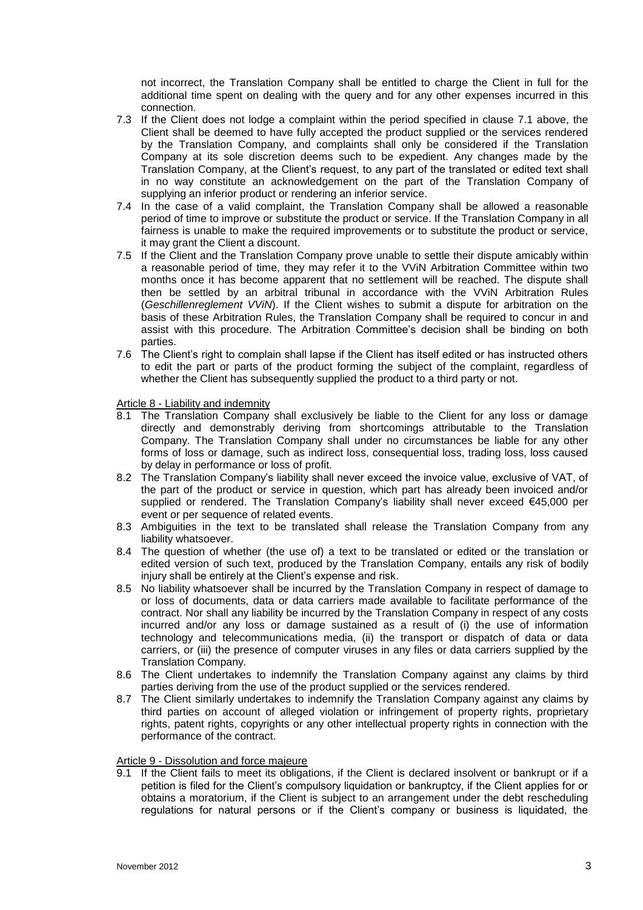not incorrect, the Translation Company shall be entitled to charge the Client in full for the additional time spent on dealing with the query and for any other expenses incurred in this connection.

7.3 If the Client does not lodge a complaint within the period specified in clause 7.1 above, the Client shall be deemed to have fully accepted the product supplied or the services rendered by the Translation Company, and complaints shall only be considered if the Translation Company at its sole discretion deems such to be expedient. Any changes made by the Translation Company, at the Client's request, to any part of the translated or edited text shall in no way constitute an acknowledgement on the part of the Translation Company of supplying an inferior product or rendering an inferior service.

7.4 In the case of a valid complaint, the Translation Company shall be allowed a reasonable period of time to improve or substitute the product or service. If the Translation Company in all fairness is unable to make the required improvements or to substitute the product or service, it may grant the Client a discount.

7.5 If the Client and the Translation Company prove unable to settle their dispute amicably within a reasonable period of time, they may refer it to the VViN Arbitration Committee within two months once it has become apparent that no settlement will be reached. The dispute shall then be settled by an arbitral tribunal in accordance with the VViN Arbitration Rules (*Geschillenreglement VViN*). If the Client wishes to submit a dispute for arbitration on the basis of these Arbitration Rules, the Translation Company shall be required to concur in and assist with this procedure. The Arbitration Committee's decision shall be binding on both parties.

7.6 The Client's right to complain shall lapse if the Client has itself edited or has instructed others to edit the part or parts of the product forming the subject of the complaint, regardless of whether the Client has subsequently supplied the product to a third party or not.

Article 8 - Liability and indemnity

8.1 The Translation Company shall exclusively be liable to the Client for any loss or damage directly and demonstrably deriving from shortcomings attributable to the Translation Company. The Translation Company shall under no circumstances be liable for any other forms of loss or damage, such as indirect loss, consequential loss, trading loss, loss caused by delay in performance or loss of profit.

8.2 The Translation Company's liability shall never exceed the invoice value, exclusive of VAT, of the part of the product or service in question, which part has already been invoiced and/or supplied or rendered. The Translation Company's liability shall never exceed €45,000 per event or per sequence of related events.

8.3 Ambiguities in the text to be translated shall release the Translation Company from any liability whatsoever.

8.4 The question of whether (the use of) a text to be translated or edited or the translation or edited version of such text, produced by the Translation Company, entails any risk of bodily injury shall be entirely at the Client's expense and risk.

8.5 No liability whatsoever shall be incurred by the Translation Company in respect of damage to or loss of documents, data or data carriers made available to facilitate performance of the contract. Nor shall any liability be incurred by the Translation Company in respect of any costs incurred and/or any loss or damage sustained as a result of (i) the use of information technology and telecommunications media, (ii) the transport or dispatch of data or data carriers, or (iii) the presence of computer viruses in any files or data carriers supplied by the Translation Company.

8.6 The Client undertakes to indemnify the Translation Company against any claims by third parties deriving from the use of the product supplied or the services rendered.

8.7 The Client similarly undertakes to indemnify the Translation Company against any claims by third parties on account of alleged violation or infringement of property rights, proprietary rights, patent rights, copyrights or any other intellectual property rights in connection with the performance of the contract.

Article 9 - Dissolution and force majeure

9.1 If the Client fails to meet its obligations, if the Client is declared insolvent or bankrupt or if a petition is filed for the Client's compulsory liquidation or bankruptcy, if the Client applies for or obtains a moratorium, if the Client is subject to an arrangement under the debt rescheduling regulations for natural persons or if the Client's company or business is liquidated, the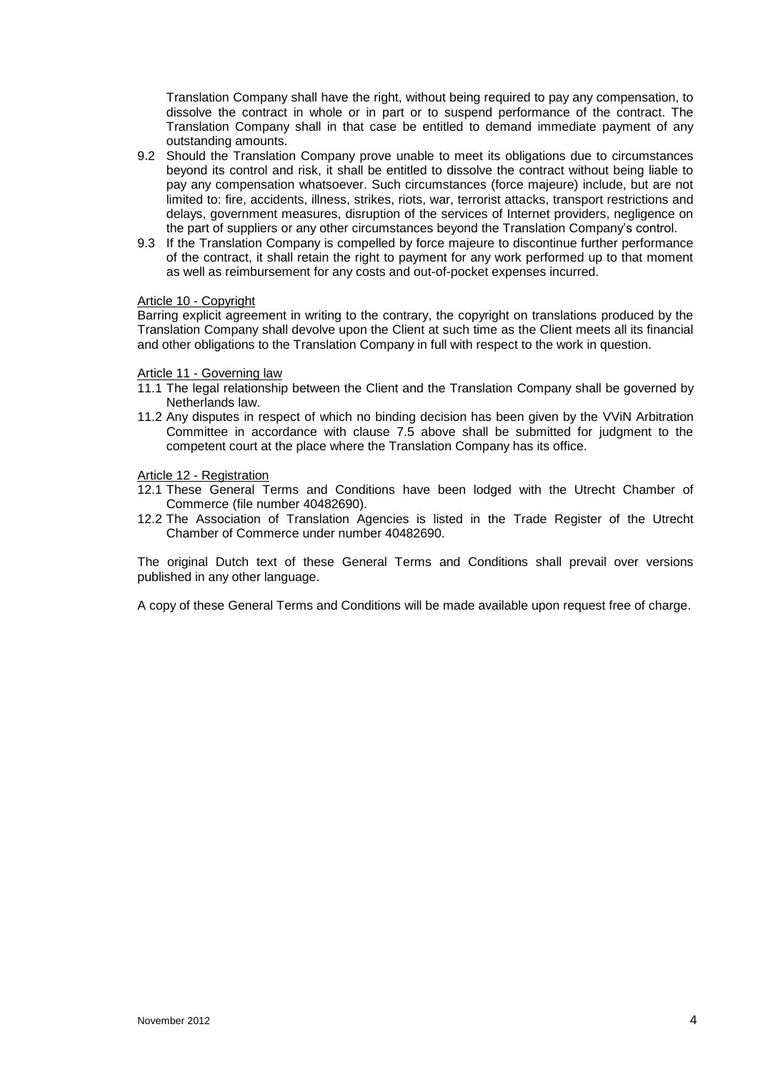Translation Company shall have the right, without being required to pay any compensation, to dissolve the contract in whole or in part or to suspend performance of the contract. The Translation Company shall in that case be entitled to demand immediate payment of any outstanding amounts.

9.2 Should the Translation Company prove unable to meet its obligations due to circumstances beyond its control and risk, it shall be entitled to dissolve the contract without being liable to pay any compensation whatsoever. Such circumstances (force majeure) include, but are not limited to: fire, accidents, illness, strikes, riots, war, terrorist attacks, transport restrictions and delays, government measures, disruption of the services of Internet providers, negligence on the part of suppliers or any other circumstances beyond the Translation Company's control.

9.3 If the Translation Company is compelled by force majeure to discontinue further performance of the contract, it shall retain the right to payment for any work performed up to that moment as well as reimbursement for any costs and out-of-pocket expenses incurred.

Article 10 - Copyright

Barring explicit agreement in writing to the contrary, the copyright on translations produced by the Translation Company shall devolve upon the Client at such time as the Client meets all its financial and other obligations to the Translation Company in full with respect to the work in question.

Article 11 - Governing law

11.1 The legal relationship between the Client and the Translation Company shall be governed by Netherlands law.

11.2 Any disputes in respect of which no binding decision has been given by the VViN Arbitration Committee in accordance with clause 7.5 above shall be submitted for judgment to the competent court at the place where the Translation Company has its office.

Article 12 - Registration

12.1 These General Terms and Conditions have been lodged with the Utrecht Chamber of Commerce (file number 40482690).

12.2 The Association of Translation Agencies is listed in the Trade Register of the Utrecht Chamber of Commerce under number 40482690.

The original Dutch text of these General Terms and Conditions shall prevail over versions published in any other language.

A copy of these General Terms and Conditions will be made available upon request free of charge.